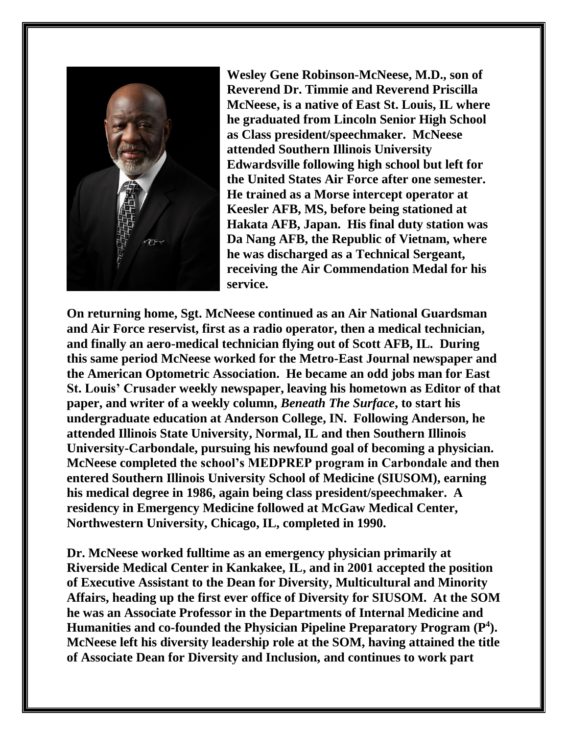**Wesley Gene Robinson-McNeese, M.D., son of Reverend Dr. Timmie and Reverend Priscilla McNeese, is a native of East St. Louis, IL where he graduated from Lincoln Senior High School as Class president/speechmaker. McNeese attended Southern Illinois University Edwardsville following high school but left for the United States Air Force after one semester. He trained as a Morse intercept operator at Keesler AFB, MS, before being stationed at Hakata AFB, Japan. His final duty station was Da Nang AFB, the Republic of Vietnam, where he was discharged as a Technical Sergeant, receiving the Air Commendation Medal for his service.**

**On returning home, Sgt. McNeese continued as an Air National Guardsman and Air Force reservist, first as a radio operator, then a medical technician, and finally an aero-medical technician flying out of Scott AFB, IL. During this same period McNeese worked for the Metro-East Journal newspaper and the American Optometric Association. He became an odd jobs man for East St. Louis' Crusader weekly newspaper, leaving his hometown as Editor of that paper, and writer of a weekly column, *Beneath The Surface*, to start his undergraduate education at Anderson College, IN. Following Anderson, he attended Illinois State University, Normal, IL and then Southern Illinois University-Carbondale, pursuing his newfound goal of becoming a physician. McNeese completed the school's MEDPREP program in Carbondale and then entered Southern Illinois University School of Medicine (SIUSOM), earning his medical degree in 1986, again being class president/speechmaker. A residency in Emergency Medicine followed at McGaw Medical Center, Northwestern University, Chicago, IL, completed in 1990.**

**Dr. McNeese worked fulltime as an emergency physician primarily at Riverside Medical Center in Kankakee, IL, and in 2001 accepted the position of Executive Assistant to the Dean for Diversity, Multicultural and Minority Affairs, heading up the first ever office of Diversity for SIUSOM. At the SOM he was an Associate Professor in the Departments of Internal Medicine and Humanities and co-founded the Physician Pipeline Preparatory Program ($P^4$). McNeese left his diversity leadership role at the SOM, having attained the title of Associate Dean for Diversity and Inclusion, and continues to work part**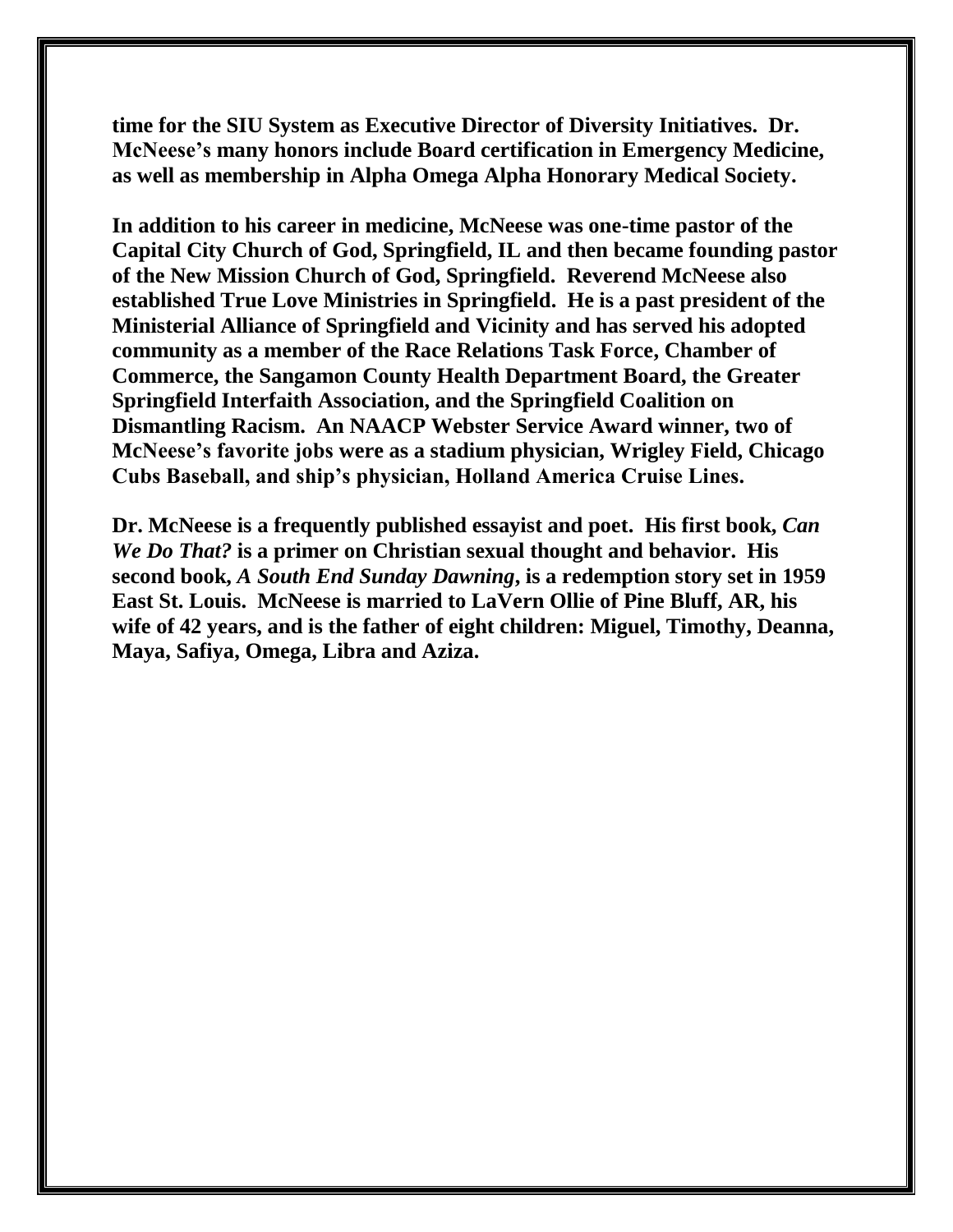**time for the SIU System as Executive Director of Diversity Initiatives. Dr. McNeese's many honors include Board certification in Emergency Medicine, as well as membership in Alpha Omega Alpha Honorary Medical Society.**

**In addition to his career in medicine, McNeese was one-time pastor of the Capital City Church of God, Springfield, IL and then became founding pastor of the New Mission Church of God, Springfield. Reverend McNeese also established True Love Ministries in Springfield. He is a past president of the Ministerial Alliance of Springfield and Vicinity and has served his adopted community as a member of the Race Relations Task Force, Chamber of Commerce, the Sangamon County Health Department Board, the Greater Springfield Interfaith Association, and the Springfield Coalition on Dismantling Racism. An NAACP Webster Service Award winner, two of McNeese's favorite jobs were as a stadium physician, Wrigley Field, Chicago Cubs Baseball, and ship's physician, Holland America Cruise Lines.**

**Dr. McNeese is a frequently published essayist and poet. His first book, *Can We Do That?* is a primer on Christian sexual thought and behavior. His second book, *A South End Sunday Dawning*, is a redemption story set in 1959 East St. Louis. McNeese is married to LaVern Ollie of Pine Bluff, AR, his wife of 42 years, and is the father of eight children: Miguel, Timothy, Deanna, Maya, Safiya, Omega, Libra and Aziza.**